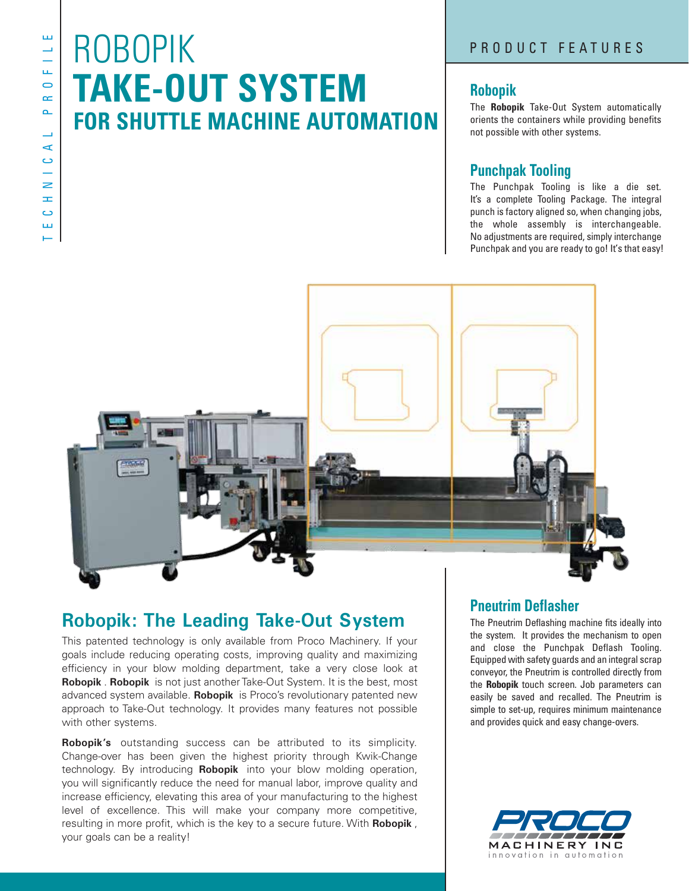TECHNICAL PROFILE

# ROBOPIK
# TAKE-OUT SYSTEM
## FOR SHUTTLE MACHINE AUTOMATION

## PRODUCT FEATURES

### Robopik

The **Robopik** Take-Out System automatically orients the containers while providing benefits not possible with other systems.

### Punchpak Tooling

The Punchpak Tooling is like a die set. It's a complete Tooling Package. The integral punch is factory aligned so, when changing jobs, the whole assembly is interchangeable. No adjustments are required, simply interchange Punchpak and you are ready to go! It's that easy!

## Robopik: The Leading Take-Out System

This patented technology is only available from Proco Machinery. If your goals include reducing operating costs, improving quality and maximizing efficiency in your blow molding department, take a very close look at **Robopik** . **Robopik** is not just another Take-Out System. It is the best, most advanced system available. **Robopik** is Proco's revolutionary patented new approach to Take-Out technology. It provides many features not possible with other systems.

**Robopik's** outstanding success can be attributed to its simplicity. Change-over has been given the highest priority through Kwik-Change technology. By introducing **Robopik** into your blow molding operation, you will significantly reduce the need for manual labor, improve quality and increase efficiency, elevating this area of your manufacturing to the highest level of excellence. This will make your company more competitive, resulting in more profit, which is the key to a secure future. With **Robopik** , your goals can be a reality!

### Pneutrim Deflasher

The Pneutrim Deflashing machine fits ideally into the system. It provides the mechanism to open and close the Punchpak Deflash Tooling. Equipped with safety guards and an integral scrap conveyor, the Pneutrim is controlled directly from the **Robopik** touch screen. Job parameters can easily be saved and recalled. The Pneutrim is simple to set-up, requires minimum maintenance and provides quick and easy change-overs.

PROCO MACHINERY INC
innovation in automation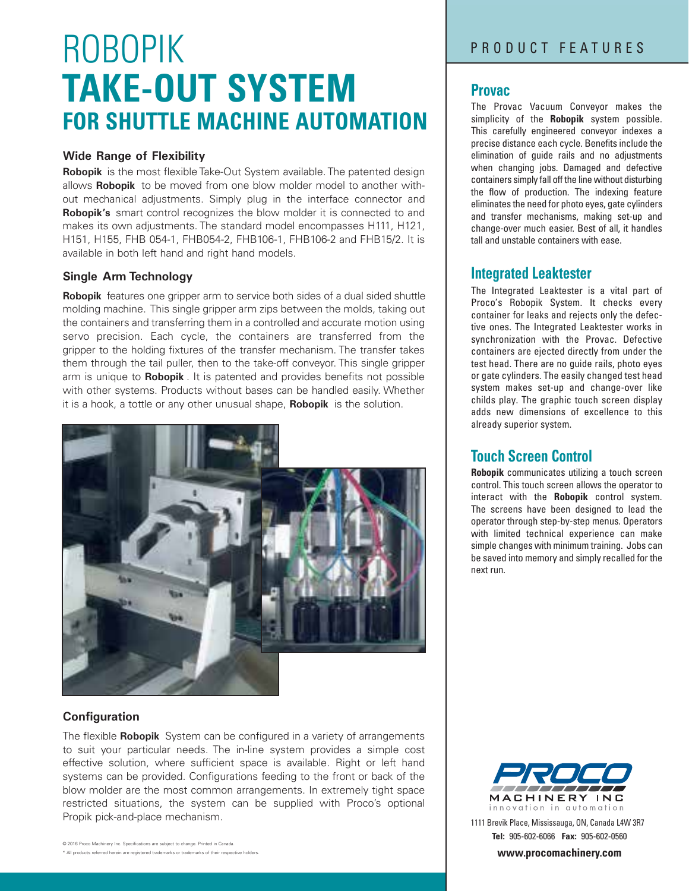# ROBOPIK
# TAKE-OUT SYSTEM
## FOR SHUTTLE MACHINE AUTOMATION

### Wide Range of Flexibility

**Robopik** is the most flexible Take-Out System available. The patented design allows **Robopik** to be moved from one blow molder model to another without mechanical adjustments. Simply plug in the interface connector and **Robopik's** smart control recognizes the blow molder it is connected to and makes its own adjustments. The standard model encompasses H111, H121, H151, H155, FHB 054-1, FHB054-2, FHB106-1, FHB106-2 and FHB15/2. It is available in both left hand and right hand models.

### Single Arm Technology

**Robopik** features one gripper arm to service both sides of a dual sided shuttle molding machine. This single gripper arm zips between the molds, taking out the containers and transferring them in a controlled and accurate motion using servo precision. Each cycle, the containers are transferred from the gripper to the holding fixtures of the transfer mechanism. The transfer takes them through the tail puller, then to the take-off conveyor. This single gripper arm is unique to **Robopik**. It is patented and provides benefits not possible with other systems. Products without bases can be handled easily. Whether it is a hook, a tottle or any other unusual shape, **Robopik** is the solution.

### Configuration

The flexible **Robopik** System can be configured in a variety of arrangements to suit your particular needs. The in-line system provides a simple cost effective solution, where sufficient space is available. Right or left hand systems can be provided. Configurations feeding to the front or back of the blow molder are the most common arrangements. In extremely tight space restricted situations, the system can be supplied with Proco's optional Propik pick-and-place mechanism.

© 2016 Proco Machinery Inc. Specifications are subject to change. Printed in Canada.

* All products referred herein are registered trademarks or trademarks of their respective holders.

## PRODUCT FEATURES

### Provac

The Provac Vacuum Conveyor makes the simplicity of the **Robopik** system possible. This carefully engineered conveyor indexes a precise distance each cycle. Benefits include the elimination of guide rails and no adjustments when changing jobs. Damaged and defective containers simply fall off the line without disturbing the flow of production. The indexing feature eliminates the need for photo eyes, gate cylinders and transfer mechanisms, making set-up and change-over much easier. Best of all, it handles tall and unstable containers with ease.

### Integrated Leaktester

The Integrated Leaktester is a vital part of Proco's Robopik System. It checks every container for leaks and rejects only the defective ones. The Integrated Leaktester works in synchronization with the Provac. Defective containers are ejected directly from under the test head. There are no guide rails, photo eyes or gate cylinders. The easily changed test head system makes set-up and change-over like childs play. The graphic touch screen display adds new dimensions of excellence to this already superior system.

### Touch Screen Control

**Robopik** communicates utilizing a touch screen control. This touch screen allows the operator to interact with the **Robopik** control system. The screens have been designed to lead the operator through step-by-step menus. Operators with limited technical experience can make simple changes with minimum training. Jobs can be saved into memory and simply recalled for the next run.

PROCO MACHINERY INC
innovation in automation

1111 Brevik Place, Mississauga, ON, Canada L4W 3R7

**Tel:** 905-602-6066 **Fax:** 905-602-0560

**www.procomachinery.com**